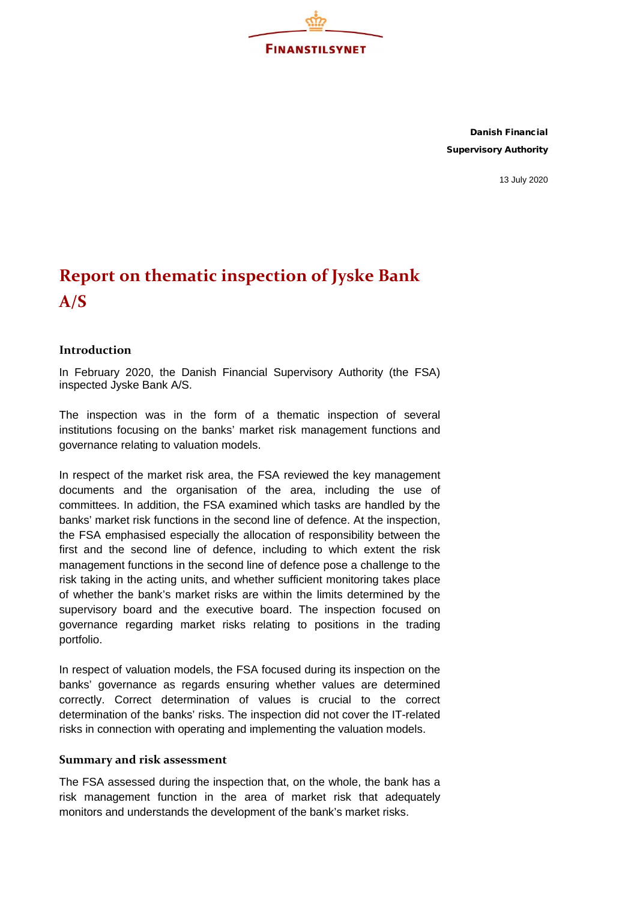**Danish Financial Supervisory Authority**

13 July 2020

# Report on thematic inspection of Jyske Bank A/S

## Introduction

In February 2020, the Danish Financial Supervisory Authority (the FSA) inspected Jyske Bank A/S.

The inspection was in the form of a thematic inspection of several institutions focusing on the banks' market risk management functions and governance relating to valuation models.

In respect of the market risk area, the FSA reviewed the key management documents and the organisation of the area, including the use of committees. In addition, the FSA examined which tasks are handled by the banks' market risk functions in the second line of defence. At the inspection, the FSA emphasised especially the allocation of responsibility between the first and the second line of defence, including to which extent the risk management functions in the second line of defence pose a challenge to the risk taking in the acting units, and whether sufficient monitoring takes place of whether the bank's market risks are within the limits determined by the supervisory board and the executive board. The inspection focused on governance regarding market risks relating to positions in the trading portfolio.

In respect of valuation models, the FSA focused during its inspection on the banks' governance as regards ensuring whether values are determined correctly. Correct determination of values is crucial to the correct determination of the banks' risks. The inspection did not cover the IT-related risks in connection with operating and implementing the valuation models.

### Summary and risk assessment

The FSA assessed during the inspection that, on the whole, the bank has a risk management function in the area of market risk that adequately monitors and understands the development of the bank's market risks.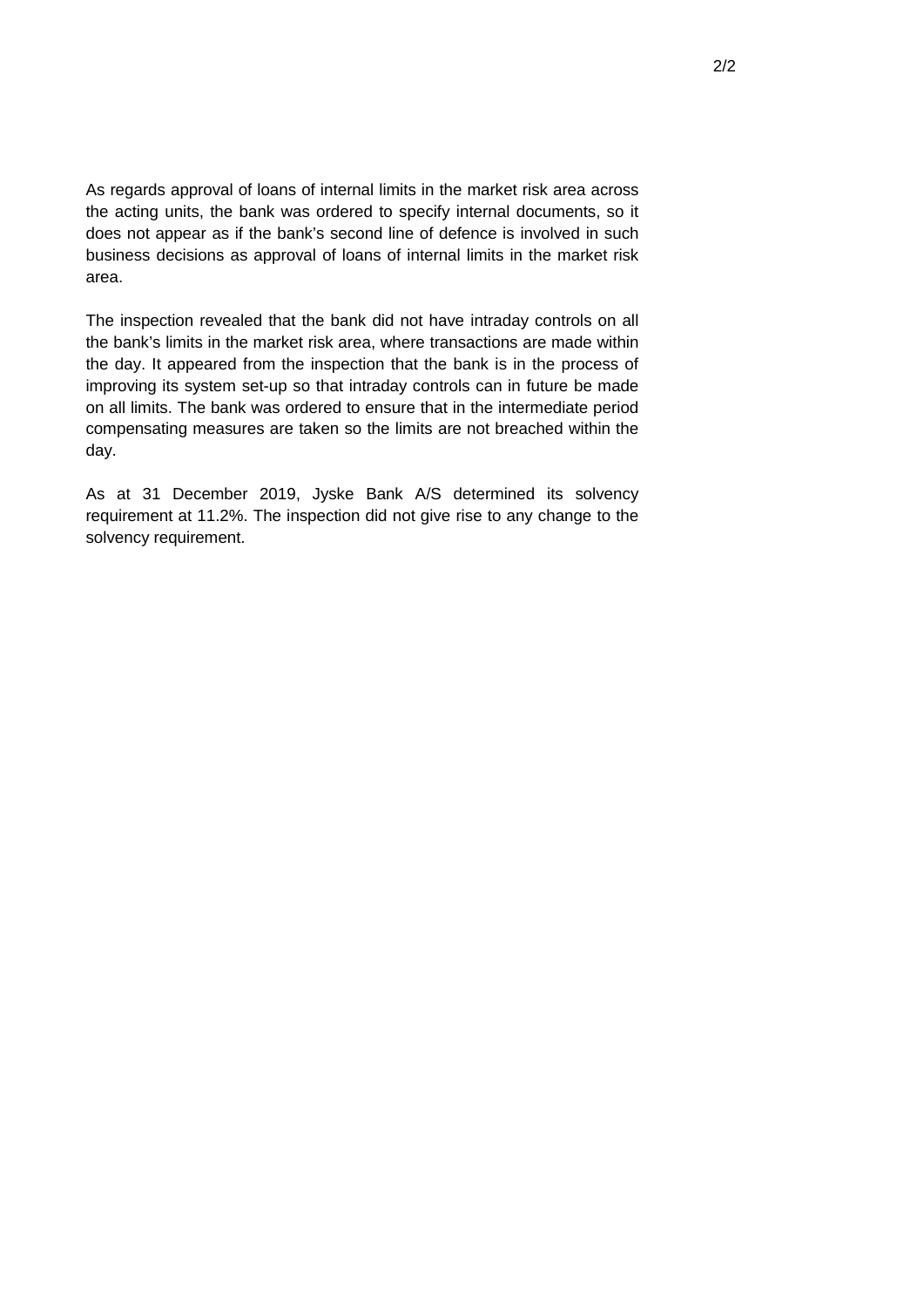As regards approval of loans of internal limits in the market risk area across the acting units, the bank was ordered to specify internal documents, so it does not appear as if the bank's second line of defence is involved in such business decisions as approval of loans of internal limits in the market risk area.

The inspection revealed that the bank did not have intraday controls on all the bank's limits in the market risk area, where transactions are made within the day. It appeared from the inspection that the bank is in the process of improving its system set-up so that intraday controls can in future be made on all limits. The bank was ordered to ensure that in the intermediate period compensating measures are taken so the limits are not breached within the day.

As at 31 December 2019, Jyske Bank A/S determined its solvency requirement at 11.2%. The inspection did not give rise to any change to the solvency requirement.